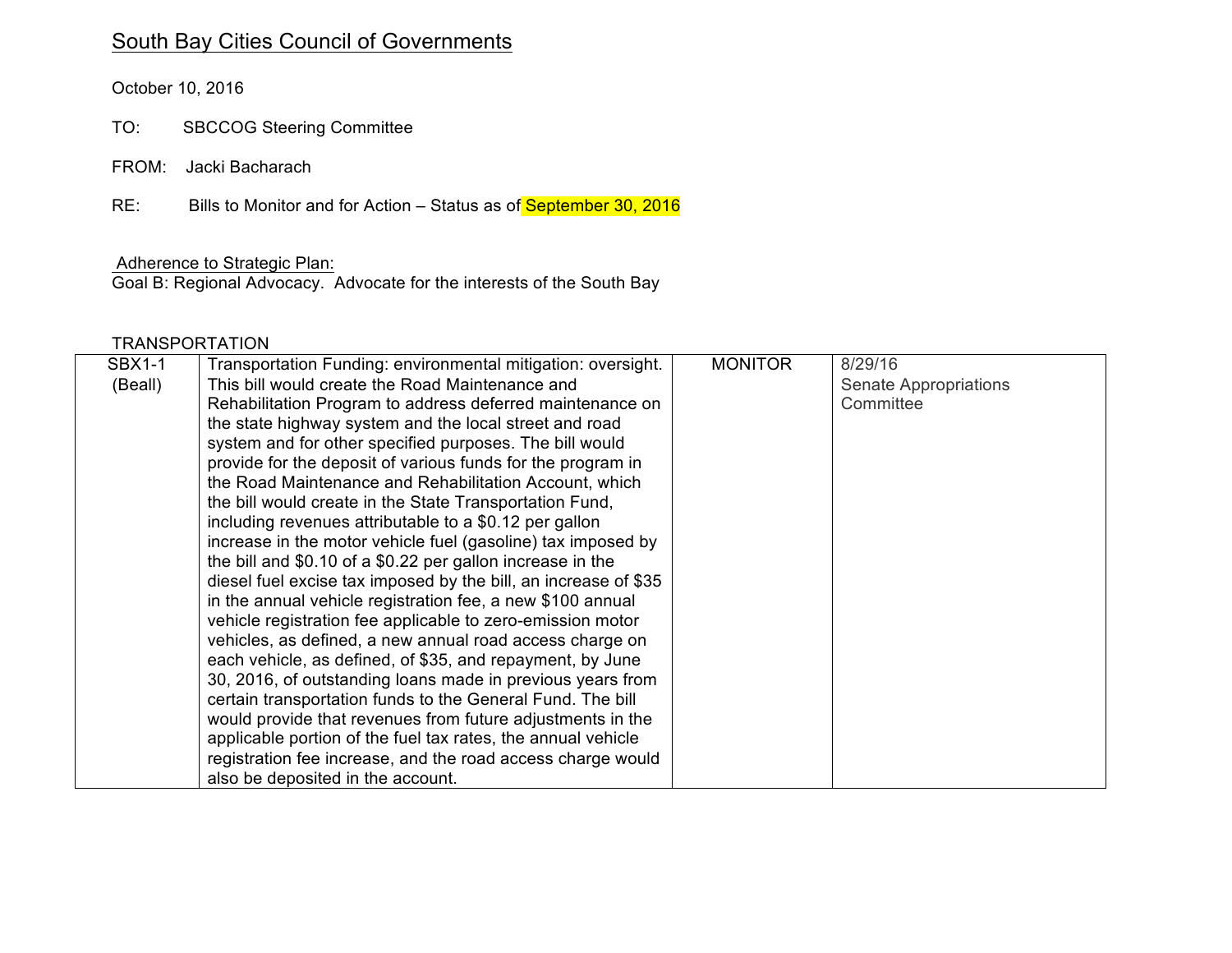## South Bay Cities Council of Governments

October 10, 2016

TO: SBCCOG Steering Committee

FROM: Jacki Bacharach

RE: Bills to Monitor and for Action – Status as of September 30, 2016

Adherence to Strategic Plan:
Goal B: Regional Advocacy. Advocate for the interests of the South Bay

TRANSPORTATION

| | | | |
|---|---|---|---|
| SBX1-1 (Beall) | Transportation Funding: environmental mitigation: oversight. This bill would create the Road Maintenance and Rehabilitation Program to address deferred maintenance on the state highway system and the local street and road system and for other specified purposes. The bill would provide for the deposit of various funds for the program in the Road Maintenance and Rehabilitation Account, which the bill would create in the State Transportation Fund, including revenues attributable to a $0.12 per gallon increase in the motor vehicle fuel (gasoline) tax imposed by the bill and $0.10 of a $0.22 per gallon increase in the diesel fuel excise tax imposed by the bill, an increase of $35 in the annual vehicle registration fee, a new $100 annual vehicle registration fee applicable to zero-emission motor vehicles, as defined, a new annual road access charge on each vehicle, as defined, of $35, and repayment, by June 30, 2016, of outstanding loans made in previous years from certain transportation funds to the General Fund. The bill would provide that revenues from future adjustments in the applicable portion of the fuel tax rates, the annual vehicle registration fee increase, and the road access charge would also be deposited in the account. | MONITOR | 8/29/16 Senate Appropriations Committee |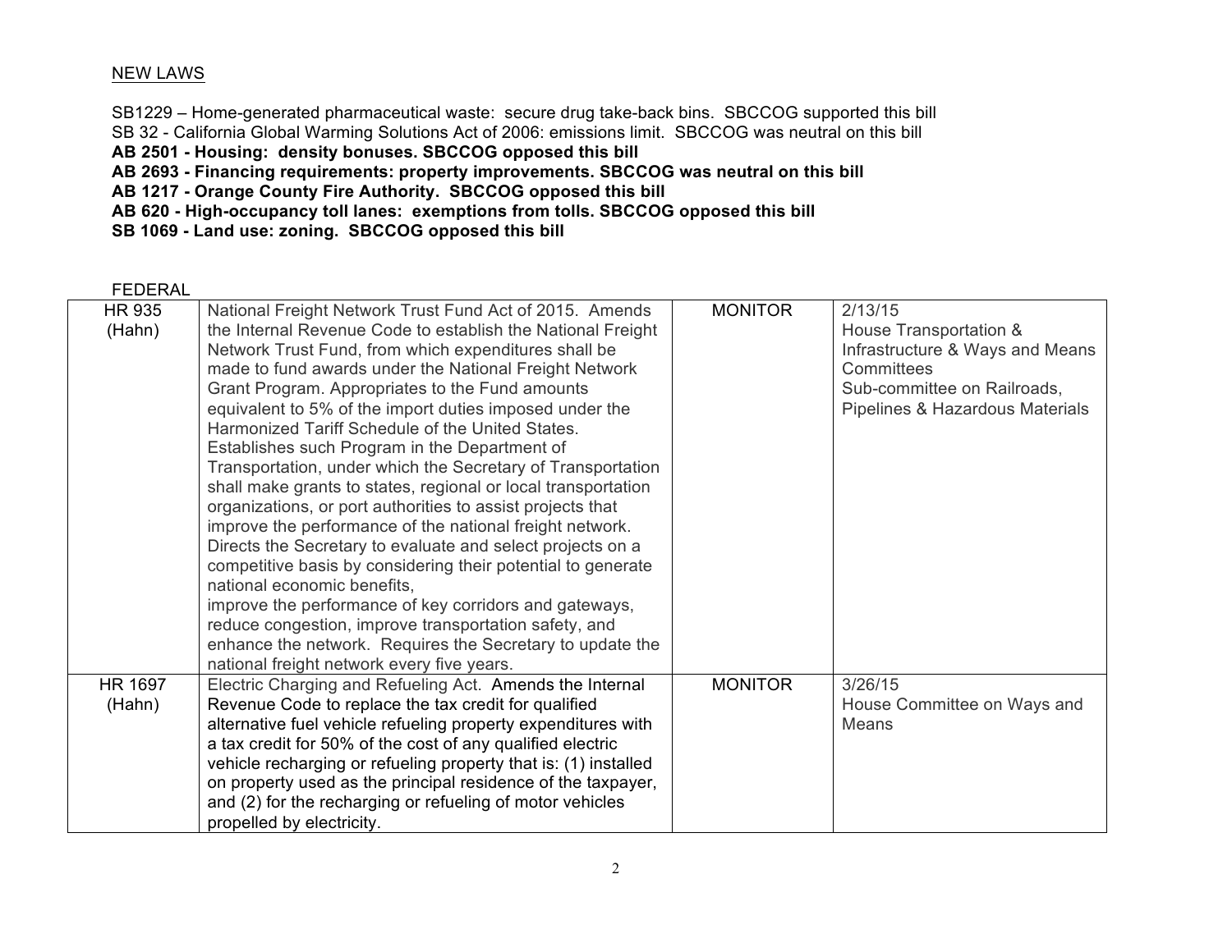NEW LAWS

SB1229 – Home-generated pharmaceutical waste: secure drug take-back bins. SBCCOG supported this bill
SB 32 - California Global Warming Solutions Act of 2006: emissions limit. SBCCOG was neutral on this bill
**AB 2501 - Housing: density bonuses. SBCCOG opposed this bill**
**AB 2693 - Financing requirements: property improvements. SBCCOG was neutral on this bill**
**AB 1217 - Orange County Fire Authority. SBCCOG opposed this bill**
**AB 620 - High-occupancy toll lanes: exemptions from tolls. SBCCOG opposed this bill**
**SB 1069 - Land use: zoning. SBCCOG opposed this bill**

FEDERAL

| | | | |
|---|---|---|---|
| HR 935 (Hahn) | National Freight Network Trust Fund Act of 2015. Amends the Internal Revenue Code to establish the National Freight Network Trust Fund, from which expenditures shall be made to fund awards under the National Freight Network Grant Program. Appropriates to the Fund amounts equivalent to 5% of the import duties imposed under the Harmonized Tariff Schedule of the United States. Establishes such Program in the Department of Transportation, under which the Secretary of Transportation shall make grants to states, regional or local transportation organizations, or port authorities to assist projects that improve the performance of the national freight network. Directs the Secretary to evaluate and select projects on a competitive basis by considering their potential to generate national economic benefits, improve the performance of key corridors and gateways, reduce congestion, improve transportation safety, and enhance the network. Requires the Secretary to update the national freight network every five years. | MONITOR | 2/13/15 House Transportation & Infrastructure & Ways and Means Committees Sub-committee on Railroads, Pipelines & Hazardous Materials |
| HR 1697 (Hahn) | Electric Charging and Refueling Act. Amends the Internal Revenue Code to replace the tax credit for qualified alternative fuel vehicle refueling property expenditures with a tax credit for 50% of the cost of any qualified electric vehicle recharging or refueling property that is: (1) installed on property used as the principal residence of the taxpayer, and (2) for the recharging or refueling of motor vehicles propelled by electricity. | MONITOR | 3/26/15 House Committee on Ways and Means |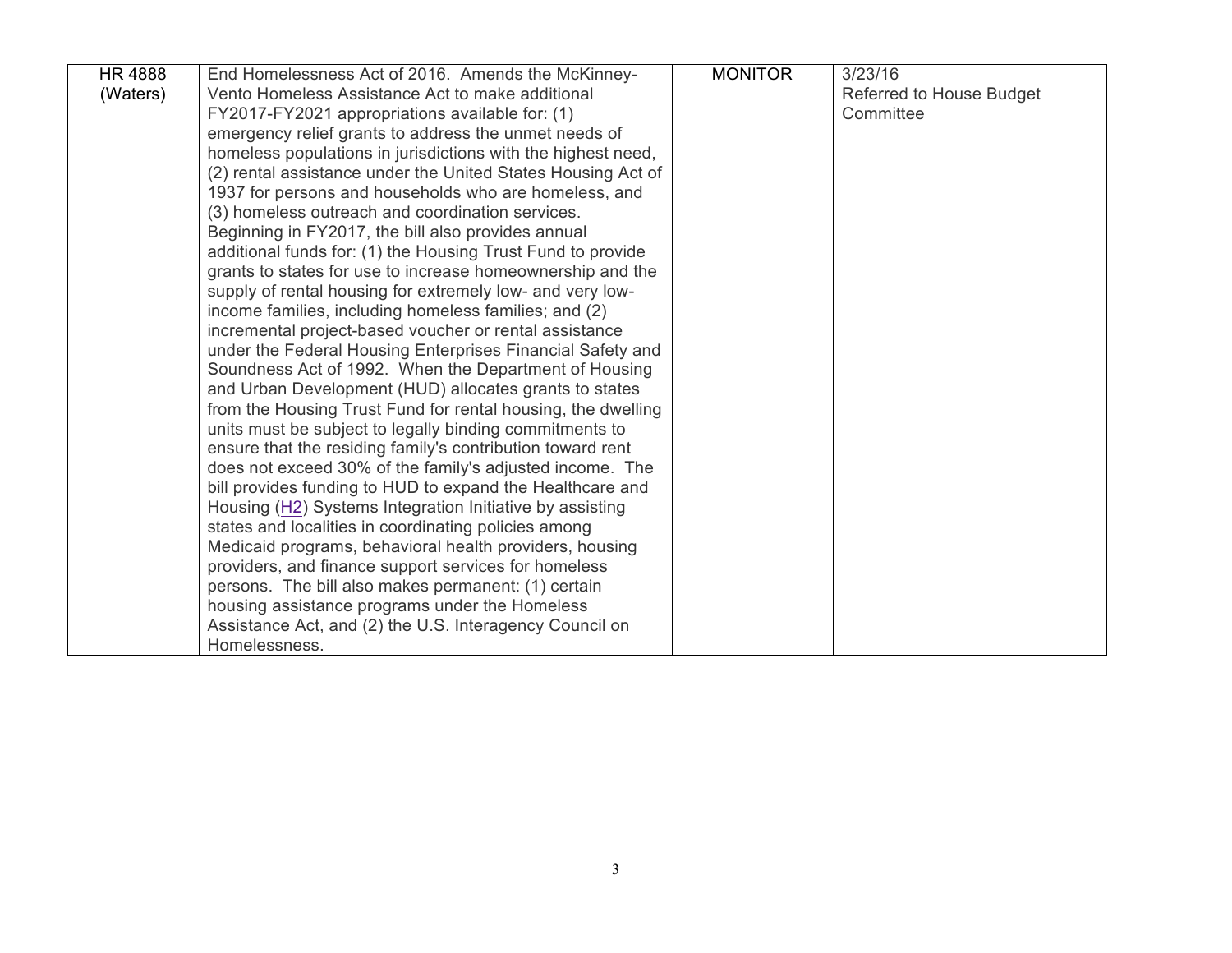| HR 4888 (Waters) | End Homelessness Act of 2016. Amends the McKinney-Vento Homeless Assistance Act to make additional FY2017-FY2021 appropriations available for: (1) emergency relief grants to address the unmet needs of homeless populations in jurisdictions with the highest need, (2) rental assistance under the United States Housing Act of 1937 for persons and households who are homeless, and (3) homeless outreach and coordination services. Beginning in FY2017, the bill also provides annual additional funds for: (1) the Housing Trust Fund to provide grants to states for use to increase homeownership and the supply of rental housing for extremely low- and very low-income families, including homeless families; and (2) incremental project-based voucher or rental assistance under the Federal Housing Enterprises Financial Safety and Soundness Act of 1992. When the Department of Housing and Urban Development (HUD) allocates grants to states from the Housing Trust Fund for rental housing, the dwelling units must be subject to legally binding commitments to ensure that the residing family's contribution toward rent does not exceed 30% of the family's adjusted income. The bill provides funding to HUD to expand the Healthcare and Housing (H2) Systems Integration Initiative by assisting states and localities in coordinating policies among Medicaid programs, behavioral health providers, housing providers, and finance support services for homeless persons. The bill also makes permanent: (1) certain housing assistance programs under the Homeless Assistance Act, and (2) the U.S. Interagency Council on Homelessness. | MONITOR | 3/23/16<br>Referred to House Budget Committee |
|---|---|---|---|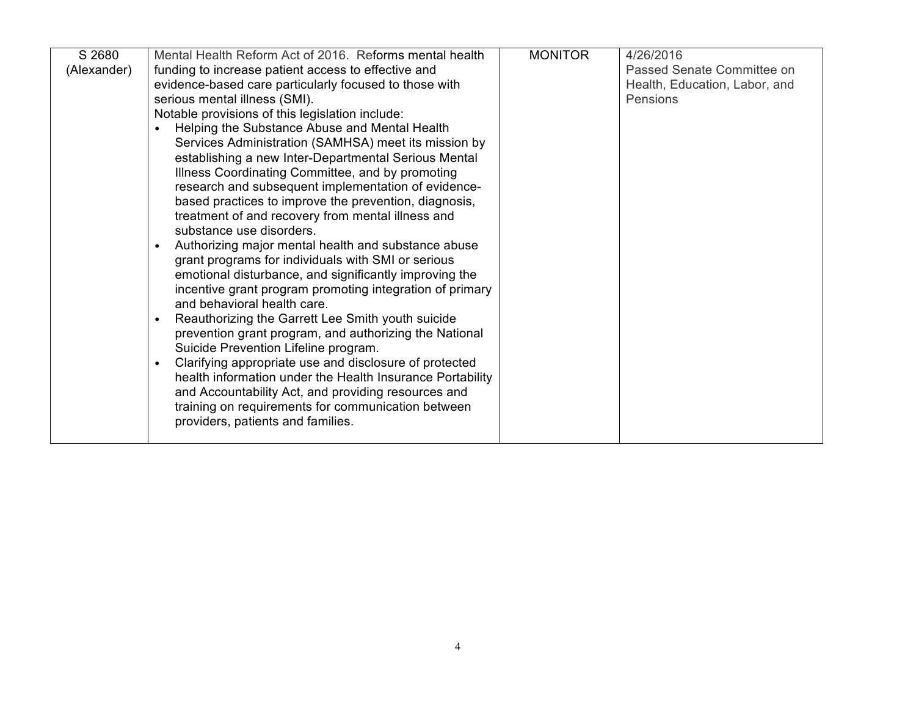| | | | |
|---|---|---|---|
| S 2680 (Alexander) | Mental Health Reform Act of 2016. Reforms mental health funding to increase patient access to effective and evidence-based care particularly focused to those with serious mental illness (SMI).<br>Notable provisions of this legislation include:<br>• Helping the Substance Abuse and Mental Health Services Administration (SAMHSA) meet its mission by establishing a new Inter-Departmental Serious Mental Illness Coordinating Committee, and by promoting research and subsequent implementation of evidence-based practices to improve the prevention, diagnosis, treatment of and recovery from mental illness and substance use disorders.<br>• Authorizing major mental health and substance abuse grant programs for individuals with SMI or serious emotional disturbance, and significantly improving the incentive grant program promoting integration of primary and behavioral health care.<br>• Reauthorizing the Garrett Lee Smith youth suicide prevention grant program, and authorizing the National Suicide Prevention Lifeline program.<br>• Clarifying appropriate use and disclosure of protected health information under the Health Insurance Portability and Accountability Act, and providing resources and training on requirements for communication between providers, patients and families. | MONITOR | 4/26/2016<br>Passed Senate Committee on Health, Education, Labor, and Pensions |